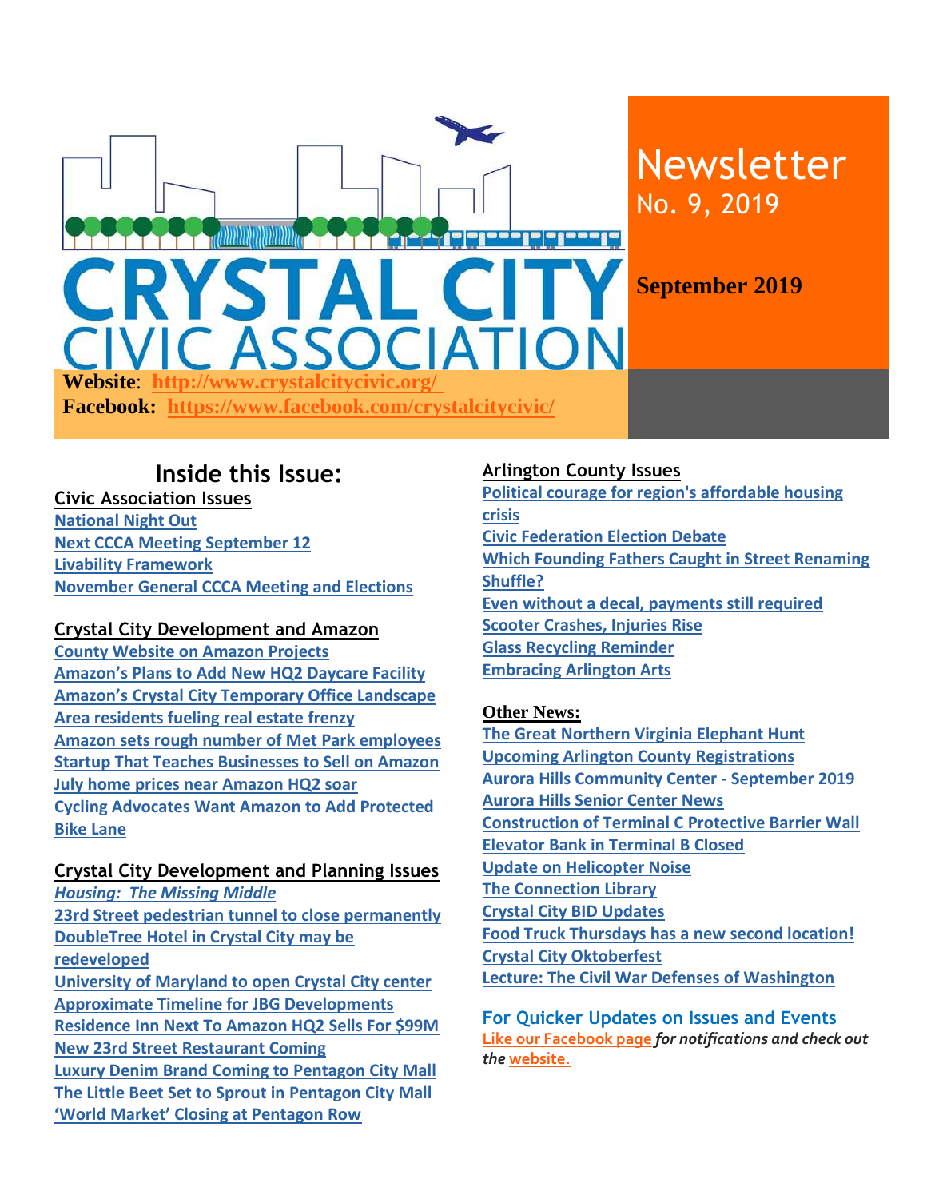# CRYSTAL CITY CIVIC ASSOCIATION

**Website**: http://www.crystalcitycivic.org/

**Facebook:** https://www.facebook.com/crystalcitycivic/

# Newsletter

No. 9, 2019

**September 2019**

## Inside this Issue:

### Civic Association Issues

National Night Out
Next CCCA Meeting September 12
Livability Framework
November General CCCA Meeting and Elections

### Crystal City Development and Amazon

County Website on Amazon Projects
Amazon's Plans to Add New HQ2 Daycare Facility
Amazon's Crystal City Temporary Office Landscape
Area residents fueling real estate frenzy
Amazon sets rough number of Met Park employees
Startup That Teaches Businesses to Sell on Amazon
July home prices near Amazon HQ2 soar
Cycling Advocates Want Amazon to Add Protected Bike Lane

### Crystal City Development and Planning Issues

*Housing: The Missing Middle*
23rd Street pedestrian tunnel to close permanently
DoubleTree Hotel in Crystal City may be redeveloped
University of Maryland to open Crystal City center
Approximate Timeline for JBG Developments
Residence Inn Next To Amazon HQ2 Sells For $99M
New 23rd Street Restaurant Coming
Luxury Denim Brand Coming to Pentagon City Mall
The Little Beet Set to Sprout in Pentagon City Mall
'World Market' Closing at Pentagon Row

### Arlington County Issues

Political courage for region's affordable housing crisis
Civic Federation Election Debate
Which Founding Fathers Caught in Street Renaming Shuffle?
Even without a decal, payments still required
Scooter Crashes, Injuries Rise
Glass Recycling Reminder
Embracing Arlington Arts

### Other News:

The Great Northern Virginia Elephant Hunt
Upcoming Arlington County Registrations
Aurora Hills Community Center - September 2019
Aurora Hills Senior Center News
Construction of Terminal C Protective Barrier Wall
Elevator Bank in Terminal B Closed
Update on Helicopter Noise
The Connection Library
Crystal City BID Updates
Food Truck Thursdays has a new second location!
Crystal City Oktoberfest
Lecture: The Civil War Defenses of Washington

### For Quicker Updates on Issues and Events

Like our Facebook page *for notifications and check out the* website.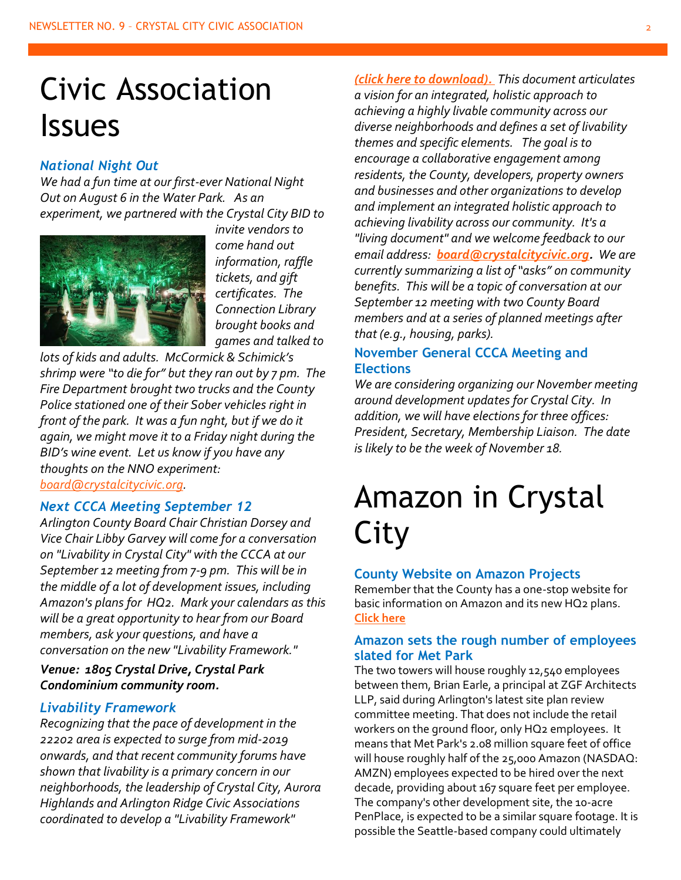# Civic Association Issues

### *National Night Out*

*We had a fun time at our first-ever National Night Out on August 6 in the Water Park. As an experiment, we partnered with the Crystal City BID to invite vendors to come hand out information, raffle tickets, and gift certificates. The Connection Library brought books and games and talked to lots of kids and adults. McCormick & Schimick's shrimp were "to die for" but they ran out by 7 pm. The Fire Department brought two trucks and the County Police stationed one of their Sober vehicles right in front of the park. It was a fun nght, but if we do it again, we might move it to a Friday night during the BID's wine event. Let us know if you have any thoughts on the NNO experiment: board@crystalcitycivic.org.*

### *Next CCCA Meeting September 12*

*Arlington County Board Chair Christian Dorsey and Vice Chair Libby Garvey will come for a conversation on "Livability in Crystal City" with the CCCA at our September 12 meeting from 7-9 pm. This will be in the middle of a lot of development issues, including Amazon's plans for HQ2. Mark your calendars as this will be a great opportunity to hear from our Board members, ask your questions, and have a conversation on the new "Livability Framework."*

***Venue: 1805 Crystal Drive, Crystal Park Condominium community room.***

### *Livability Framework*

*Recognizing that the pace of development in the 22202 area is expected to surge from mid-2019 onwards, and that recent community forums have shown that livability is a primary concern in our neighborhoods, the leadership of Crystal City, Aurora Highlands and Arlington Ridge Civic Associations coordinated to develop a "Livability Framework" (click here to download). This document articulates a vision for an integrated, holistic approach to achieving a highly livable community across our diverse neighborhoods and defines a set of livability themes and specific elements. The goal is to encourage a collaborative engagement among residents, the County, developers, property owners and businesses and other organizations to develop and implement an integrated holistic approach to achieving livability across our community. It's a "living document" and we welcome feedback to our email address: **board@crystalcitycivic.org**. We are currently summarizing a list of "asks" on community benefits. This will be a topic of conversation at our September 12 meeting with two County Board members and at a series of planned meetings after that (e.g., housing, parks).*

### November General CCCA Meeting and Elections

*We are considering organizing our November meeting around development updates for Crystal City. In addition, we will have elections for three offices: President, Secretary, Membership Liaison. The date is likely to be the week of November 18.*

# Amazon in Crystal City

### County Website on Amazon Projects

Remember that the County has a one-stop website for basic information on Amazon and its new HQ2 plans. **Click here**

### Amazon sets the rough number of employees slated for Met Park

The two towers will house roughly 12,540 employees between them, Brian Earle, a principal at ZGF Architects LLP, said during Arlington's latest site plan review committee meeting. That does not include the retail workers on the ground floor, only HQ2 employees. It means that Met Park's 2.08 million square feet of office will house roughly half of the 25,000 Amazon (NASDAQ: AMZN) employees expected to be hired over the next decade, providing about 167 square feet per employee. The company's other development site, the 10-acre PenPlace, is expected to be a similar square footage. It is possible the Seattle-based company could ultimately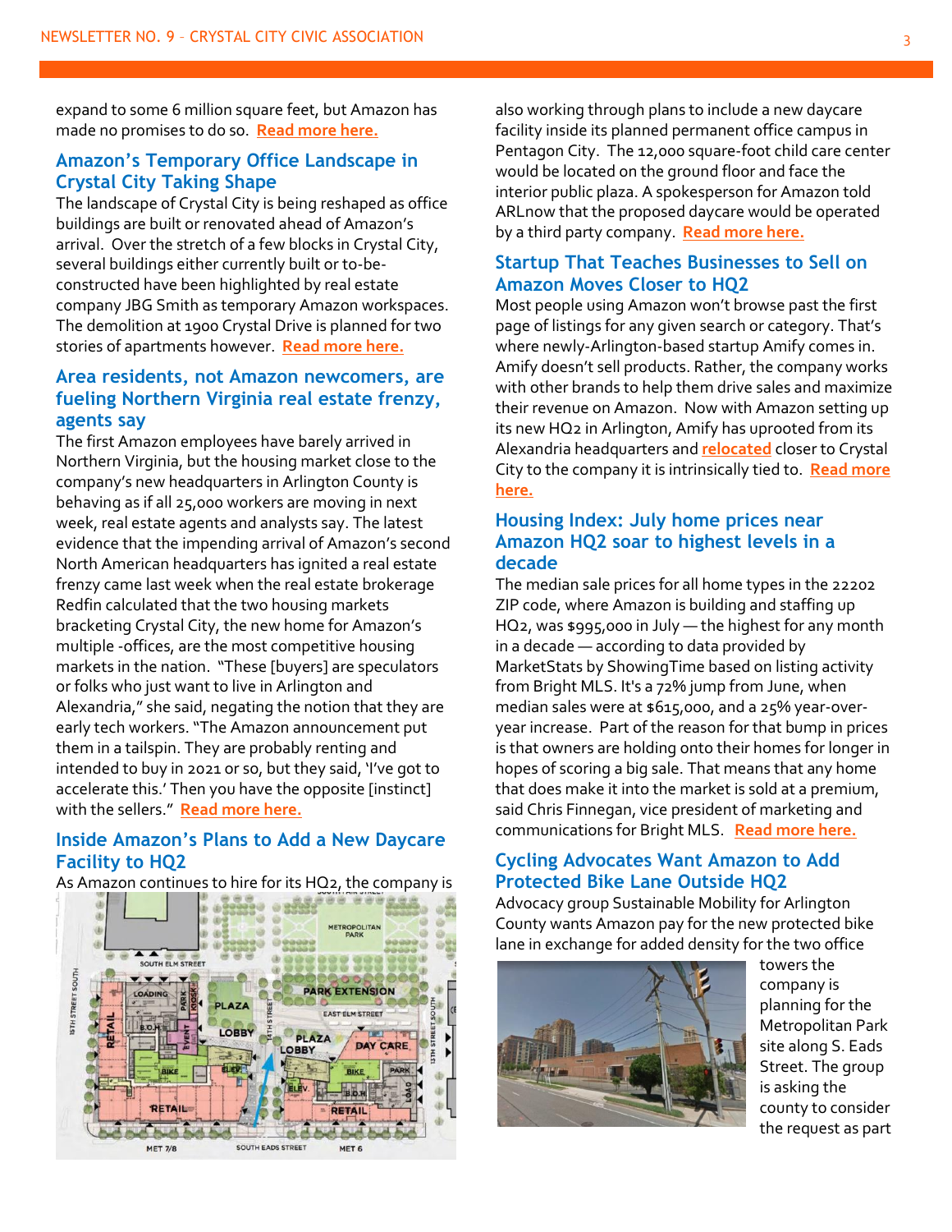expand to some 6 million square feet, but Amazon has made no promises to do so. **Read more here.**

## Amazon's Temporary Office Landscape in Crystal City Taking Shape

The landscape of Crystal City is being reshaped as office buildings are built or renovated ahead of Amazon's arrival. Over the stretch of a few blocks in Crystal City, several buildings either currently built or to-be-constructed have been highlighted by real estate company JBG Smith as temporary Amazon workspaces. The demolition at 1900 Crystal Drive is planned for two stories of apartments however. **Read more here.**

## Area residents, not Amazon newcomers, are fueling Northern Virginia real estate frenzy, agents say

The first Amazon employees have barely arrived in Northern Virginia, but the housing market close to the company's new headquarters in Arlington County is behaving as if all 25,000 workers are moving in next week, real estate agents and analysts say. The latest evidence that the impending arrival of Amazon's second North American headquarters has ignited a real estate frenzy came last week when the real estate brokerage Redfin calculated that the two housing markets bracketing Crystal City, the new home for Amazon's multiple -offices, are the most competitive housing markets in the nation. "These [buyers] are speculators or folks who just want to live in Arlington and Alexandria," she said, negating the notion that they are early tech workers. "The Amazon announcement put them in a tailspin. They are probably renting and intended to buy in 2021 or so, but they said, 'I've got to accelerate this.' Then you have the opposite [instinct] with the sellers." **Read more here.**

## Inside Amazon's Plans to Add a New Daycare Facility to HQ2

As Amazon continues to hire for its HQ2, the company is also working through plans to include a new daycare facility inside its planned permanent office campus in Pentagon City. The 12,000 square-foot child care center would be located on the ground floor and face the interior public plaza. A spokesperson for Amazon told ARLnow that the proposed daycare would be operated by a third party company. **Read more here.**

## Startup That Teaches Businesses to Sell on Amazon Moves Closer to HQ2

Most people using Amazon won't browse past the first page of listings for any given search or category. That's where newly-Arlington-based startup Amify comes in. Amify doesn't sell products. Rather, the company works with other brands to help them drive sales and maximize their revenue on Amazon. Now with Amazon setting up its new HQ2 in Arlington, Amify has uprooted from its Alexandria headquarters and **relocated** closer to Crystal City to the company it is intrinsically tied to. **Read more here.**

## Housing Index: July home prices near Amazon HQ2 soar to highest levels in a decade

The median sale prices for all home types in the 22202 ZIP code, where Amazon is building and staffing up HQ2, was $995,000 in July — the highest for any month in a decade — according to data provided by MarketStats by ShowingTime based on listing activity from Bright MLS. It's a 72% jump from June, when median sales were at $615,000, and a 25% year-over-year increase. Part of the reason for that bump in prices is that owners are holding onto their homes for longer in hopes of scoring a big sale. That means that any home that does make it into the market is sold at a premium, said Chris Finnegan, vice president of marketing and communications for Bright MLS. **Read more here.**

## Cycling Advocates Want Amazon to Add Protected Bike Lane Outside HQ2

Advocacy group Sustainable Mobility for Arlington County wants Amazon pay for the new protected bike lane in exchange for added density for the two office towers the company is planning for the Metropolitan Park site along S. Eads Street. The group is asking the county to consider the request as part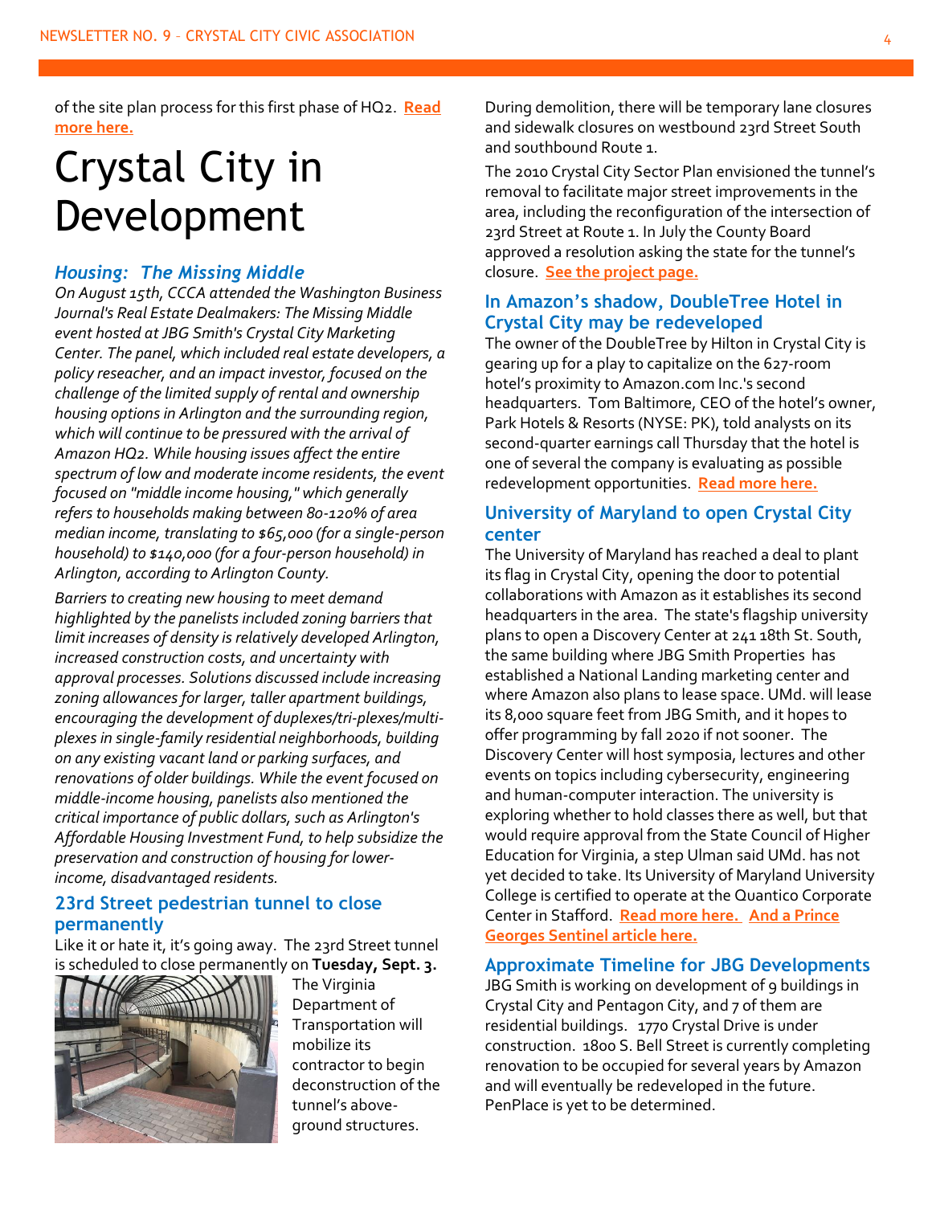of the site plan process for this first phase of HQ2. **Read more here.**

# Crystal City in Development

### *Housing: The Missing Middle*

*On August 15th, CCCA attended the Washington Business Journal's Real Estate Dealmakers: The Missing Middle event hosted at JBG Smith's Crystal City Marketing Center. The panel, which included real estate developers, a policy reseacher, and an impact investor, focused on the challenge of the limited supply of rental and ownership housing options in Arlington and the surrounding region, which will continue to be pressured with the arrival of Amazon HQ2. While housing issues affect the entire spectrum of low and moderate income residents, the event focused on "middle income housing," which generally refers to households making between 80-120% of area median income, translating to $65,000 (for a single-person household) to $140,000 (for a four-person household) in Arlington, according to Arlington County.*

*Barriers to creating new housing to meet demand highlighted by the panelists included zoning barriers that limit increases of density is relatively developed Arlington, increased construction costs, and uncertainty with approval processes. Solutions discussed include increasing zoning allowances for larger, taller apartment buildings, encouraging the development of duplexes/tri-plexes/multi-plexes in single-family residential neighborhoods, building on any existing vacant land or parking surfaces, and renovations of older buildings. While the event focused on middle-income housing, panelists also mentioned the critical importance of public dollars, such as Arlington's Affordable Housing Investment Fund, to help subsidize the preservation and construction of housing for lower-income, disadvantaged residents.*

### 23rd Street pedestrian tunnel to close permanently

Like it or hate it, it's going away. The 23rd Street tunnel is scheduled to close permanently on **Tuesday, Sept. 3.**

The Virginia Department of Transportation will mobilize its contractor to begin deconstruction of the tunnel's above-ground structures.

During demolition, there will be temporary lane closures and sidewalk closures on westbound 23rd Street South and southbound Route 1.

The 2010 Crystal City Sector Plan envisioned the tunnel's removal to facilitate major street improvements in the area, including the reconfiguration of the intersection of 23rd Street at Route 1. In July the County Board approved a resolution asking the state for the tunnel's closure. **See the project page.**

### In Amazon's shadow, DoubleTree Hotel in Crystal City may be redeveloped

The owner of the DoubleTree by Hilton in Crystal City is gearing up for a play to capitalize on the 627-room hotel's proximity to Amazon.com Inc.'s second headquarters. Tom Baltimore, CEO of the hotel's owner, Park Hotels & Resorts (NYSE: PK), told analysts on its second-quarter earnings call Thursday that the hotel is one of several the company is evaluating as possible redevelopment opportunities. **Read more here.**

### University of Maryland to open Crystal City center

The University of Maryland has reached a deal to plant its flag in Crystal City, opening the door to potential collaborations with Amazon as it establishes its second headquarters in the area. The state's flagship university plans to open a Discovery Center at 241 18th St. South, the same building where JBG Smith Properties has established a National Landing marketing center and where Amazon also plans to lease space. UMd. will lease its 8,000 square feet from JBG Smith, and it hopes to offer programming by fall 2020 if not sooner. The Discovery Center will host symposia, lectures and other events on topics including cybersecurity, engineering and human-computer interaction. The university is exploring whether to hold classes there as well, but that would require approval from the State Council of Higher Education for Virginia, a step Ulman said UMd. has not yet decided to take. Its University of Maryland University College is certified to operate at the Quantico Corporate Center in Stafford. **Read more here.** **And a Prince Georges Sentinel article here.**

### Approximate Timeline for JBG Developments

JBG Smith is working on development of 9 buildings in Crystal City and Pentagon City, and 7 of them are residential buildings. 1770 Crystal Drive is under construction. 1800 S. Bell Street is currently completing renovation to be occupied for several years by Amazon and will eventually be redeveloped in the future. PenPlace is yet to be determined.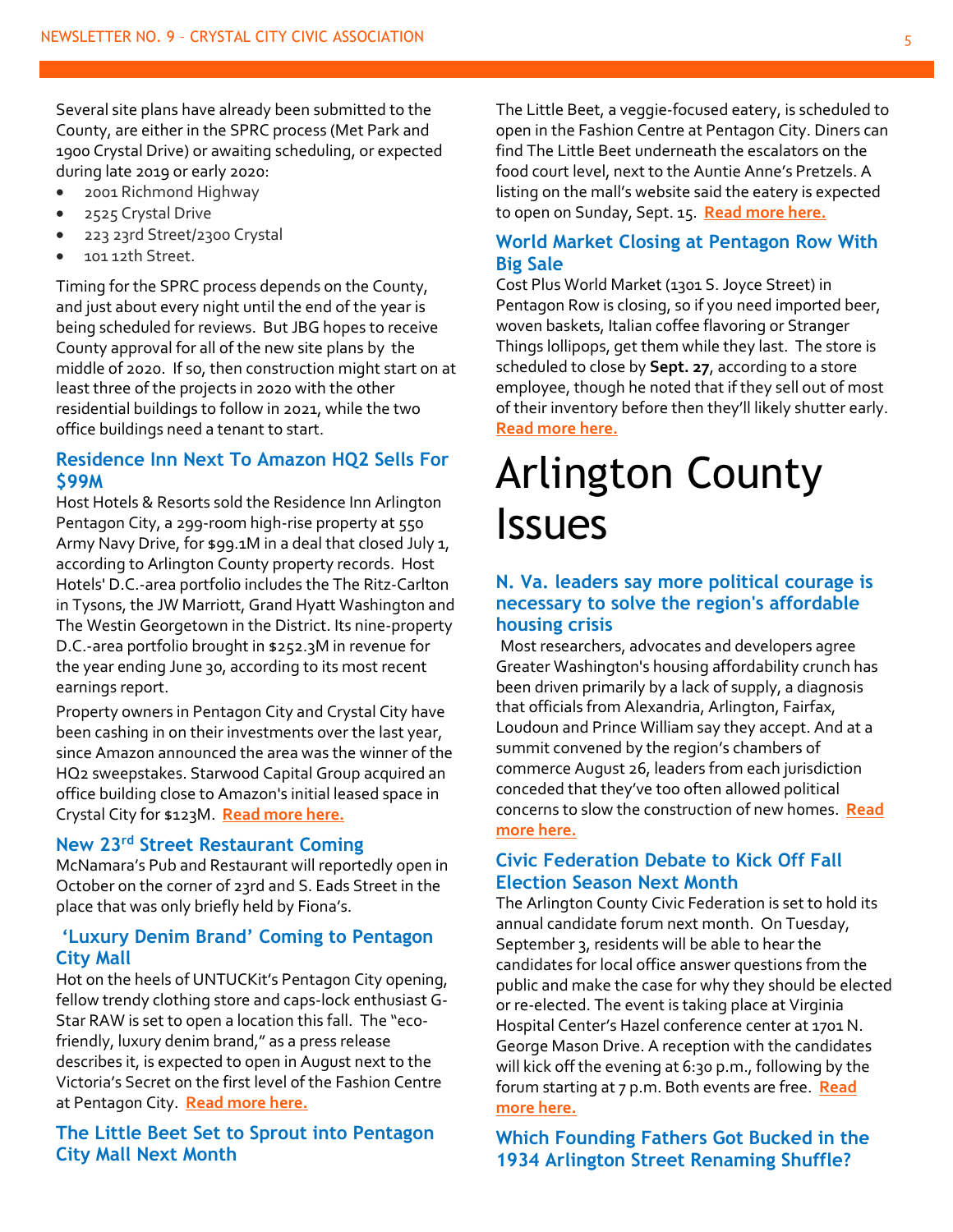Several site plans have already been submitted to the County, are either in the SPRC process (Met Park and 1900 Crystal Drive) or awaiting scheduling, or expected during late 2019 or early 2020:

- 2001 Richmond Highway
- 2525 Crystal Drive
- 223 23rd Street/2300 Crystal
- 101 12th Street.

Timing for the SPRC process depends on the County, and just about every night until the end of the year is being scheduled for reviews. But JBG hopes to receive County approval for all of the new site plans by the middle of 2020. If so, then construction might start on at least three of the projects in 2020 with the other residential buildings to follow in 2021, while the two office buildings need a tenant to start.

### Residence Inn Next To Amazon HQ2 Sells For $99M

Host Hotels & Resorts sold the Residence Inn Arlington Pentagon City, a 299-room high-rise property at 550 Army Navy Drive, for $99.1M in a deal that closed July 1, according to Arlington County property records. Host Hotels' D.C.-area portfolio includes the The Ritz-Carlton in Tysons, the JW Marriott, Grand Hyatt Washington and The Westin Georgetown in the District. Its nine-property D.C.-area portfolio brought in $252.3M in revenue for the year ending June 30, according to its most recent earnings report.

Property owners in Pentagon City and Crystal City have been cashing in on their investments over the last year, since Amazon announced the area was the winner of the HQ2 sweepstakes. Starwood Capital Group acquired an office building close to Amazon's initial leased space in Crystal City for $123M. **Read more here.**

### New 23rd Street Restaurant Coming

McNamara's Pub and Restaurant will reportedly open in October on the corner of 23rd and S. Eads Street in the place that was only briefly held by Fiona's.

### 'Luxury Denim Brand' Coming to Pentagon City Mall

Hot on the heels of UNTUCKit's Pentagon City opening, fellow trendy clothing store and caps-lock enthusiast G-Star RAW is set to open a location this fall. The "eco-friendly, luxury denim brand," as a press release describes it, is expected to open in August next to the Victoria's Secret on the first level of the Fashion Centre at Pentagon City. **Read more here.**

### The Little Beet Set to Sprout into Pentagon City Mall Next Month

The Little Beet, a veggie-focused eatery, is scheduled to open in the Fashion Centre at Pentagon City. Diners can find The Little Beet underneath the escalators on the food court level, next to the Auntie Anne's Pretzels. A listing on the mall's website said the eatery is expected to open on Sunday, Sept. 15. **Read more here.**

### World Market Closing at Pentagon Row With Big Sale

Cost Plus World Market (1301 S. Joyce Street) in Pentagon Row is closing, so if you need imported beer, woven baskets, Italian coffee flavoring or Stranger Things lollipops, get them while they last. The store is scheduled to close by **Sept. 27**, according to a store employee, though he noted that if they sell out of most of their inventory before then they'll likely shutter early. **Read more here.**

# Arlington County Issues

### N. Va. leaders say more political courage is necessary to solve the region's affordable housing crisis

Most researchers, advocates and developers agree Greater Washington's housing affordability crunch has been driven primarily by a lack of supply, a diagnosis that officials from Alexandria, Arlington, Fairfax, Loudoun and Prince William say they accept. And at a summit convened by the region's chambers of commerce August 26, leaders from each jurisdiction conceded that they've too often allowed political concerns to slow the construction of new homes. **Read more here.**

### Civic Federation Debate to Kick Off Fall Election Season Next Month

The Arlington County Civic Federation is set to hold its annual candidate forum next month. On Tuesday, September 3, residents will be able to hear the candidates for local office answer questions from the public and make the case for why they should be elected or re-elected. The event is taking place at Virginia Hospital Center's Hazel conference center at 1701 N. George Mason Drive. A reception with the candidates will kick off the evening at 6:30 p.m., following by the forum starting at 7 p.m. Both events are free. **Read more here.**

### Which Founding Fathers Got Bucked in the 1934 Arlington Street Renaming Shuffle?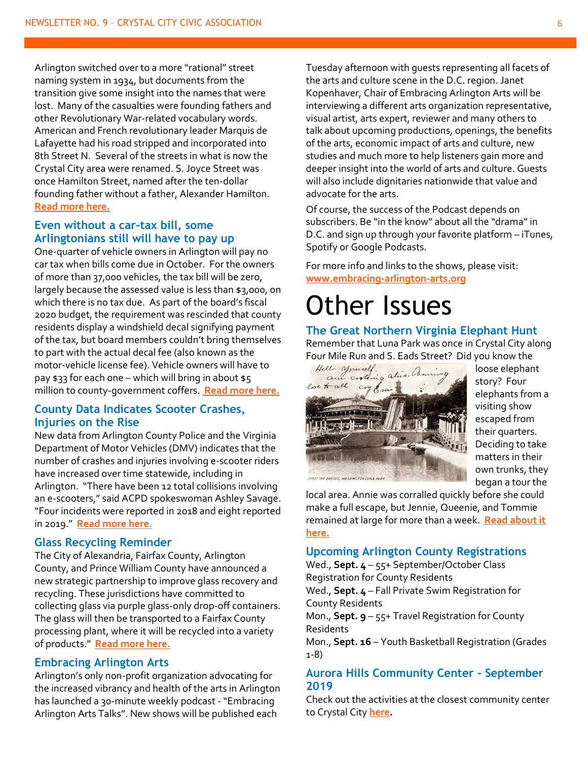Arlington switched over to a more "rational" street naming system in 1934, but documents from the transition give some insight into the names that were lost. Many of the casualties were founding fathers and other Revolutionary War-related vocabulary words. American and French revolutionary leader Marquis de Lafayette had his road stripped and incorporated into 8th Street N. Several of the streets in what is now the Crystal City area were renamed. S. Joyce Street was once Hamilton Street, named after the ten-dollar founding father without a father, Alexander Hamilton. **Read more here.**

### Even without a car-tax bill, some Arlingtonians still will have to pay up

One-quarter of vehicle owners in Arlington will pay no car tax when bills come due in October. For the owners of more than 37,000 vehicles, the tax bill will be zero, largely because the assessed value is less than $3,000, on which there is no tax due. As part of the board's fiscal 2020 budget, the requirement was rescinded that county residents display a windshield decal signifying payment of the tax, but board members couldn't bring themselves to part with the actual decal fee (also known as the motor-vehicle license fee). Vehicle owners will have to pay $33 for each one – which will bring in about $5 million to county-government coffers. **Read more here.**

### County Data Indicates Scooter Crashes, Injuries on the Rise

New data from Arlington County Police and the Virginia Department of Motor Vehicles (DMV) indicates that the number of crashes and injuries involving e-scooter riders have increased over time statewide, including in Arlington. "There have been 12 total collisions involving an e-scooters," said ACPD spokeswoman Ashley Savage. "Four incidents were reported in 2018 and eight reported in 2019." **Read more here.**

### Glass Recycling Reminder

The City of Alexandria, Fairfax County, Arlington County, and Prince William County have announced a new strategic partnership to improve glass recovery and recycling. These jurisdictions have committed to collecting glass via purple glass-only drop-off containers. The glass will then be transported to a Fairfax County processing plant, where it will be recycled into a variety of products." **Read more here.**

### Embracing Arlington Arts

Arlington's only non-profit organization advocating for the increased vibrancy and health of the arts in Arlington has launched a 30-minute weekly podcast - "Embracing Arlington Arts Talks". New shows will be published each Tuesday afternoon with guests representing all facets of the arts and culture scene in the D.C. region. Janet Kopenhaver, Chair of Embracing Arlington Arts will be interviewing a different arts organization representative, visual artist, arts expert, reviewer and many others to talk about upcoming productions, openings, the benefits of the arts, economic impact of arts and culture, new studies and much more to help listeners gain more and deeper insight into the world of arts and culture. Guests will also include dignitaries nationwide that value and advocate for the arts.

Of course, the success of the Podcast depends on subscribers. Be "in the know" about all the "drama" in D.C. and sign up through your favorite platform – iTunes, Spotify or Google Podcasts.

For more info and links to the shows, please visit: **www.embracing-arlington-arts.org**

# Other Issues

### The Great Northern Virginia Elephant Hunt

Remember that Luna Park was once in Crystal City along Four Mile Run and S. Eads Street? Did you know the loose elephant story? Four elephants from a visiting show escaped from their quarters. Deciding to take matters in their own trunks, they began a tour the local area. Annie was corralled quickly before she could make a full escape, but Jennie, Queenie, and Tommie remained at large for more than a week. **Read about it here.**

### Upcoming Arlington County Registrations

Wed., **Sept. 4** – 55+ September/October Class Registration for County Residents

Wed., **Sept. 4** – Fall Private Swim Registration for County Residents

Mon., **Sept. 9** – 55+ Travel Registration for County Residents

Mon., **Sept. 16** – Youth Basketball Registration (Grades 1-8)

### Aurora Hills Community Center - September 2019

Check out the activities at the closest community center to Crystal City **here.**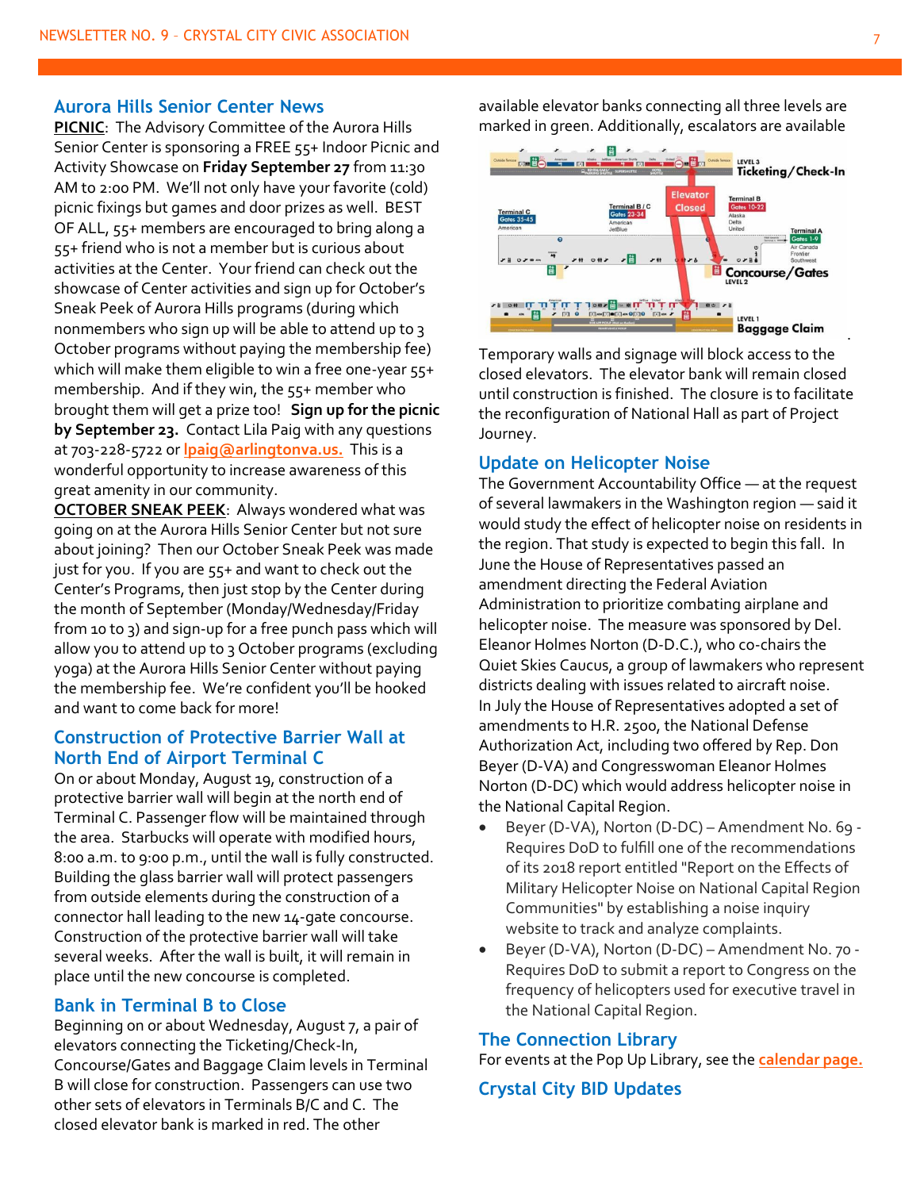## Aurora Hills Senior Center News

**PICNIC**: The Advisory Committee of the Aurora Hills Senior Center is sponsoring a FREE 55+ Indoor Picnic and Activity Showcase on **Friday September 27** from 11:30 AM to 2:00 PM. We'll not only have your favorite (cold) picnic fixings but games and door prizes as well. BEST OF ALL, 55+ members are encouraged to bring along a 55+ friend who is not a member but is curious about activities at the Center. Your friend can check out the showcase of Center activities and sign up for October's Sneak Peek of Aurora Hills programs (during which nonmembers who sign up will be able to attend up to 3 October programs without paying the membership fee) which will make them eligible to win a free one-year 55+ membership. And if they win, the 55+ member who brought them will get a prize too! **Sign up for the picnic by September 23.** Contact Lila Paig with any questions at 703-228-5722 or lpaig@arlingtonva.us. This is a wonderful opportunity to increase awareness of this great amenity in our community.

**OCTOBER SNEAK PEEK**: Always wondered what was going on at the Aurora Hills Senior Center but not sure about joining? Then our October Sneak Peek was made just for you. If you are 55+ and want to check out the Center's Programs, then just stop by the Center during the month of September (Monday/Wednesday/Friday from 10 to 3) and sign-up for a free punch pass which will allow you to attend up to 3 October programs (excluding yoga) at the Aurora Hills Senior Center without paying the membership fee. We're confident you'll be hooked and want to come back for more!

## Construction of Protective Barrier Wall at North End of Airport Terminal C

On or about Monday, August 19, construction of a protective barrier wall will begin at the north end of Terminal C. Passenger flow will be maintained through the area. Starbucks will operate with modified hours, 8:00 a.m. to 9:00 p.m., until the wall is fully constructed. Building the glass barrier wall will protect passengers from outside elements during the construction of a connector hall leading to the new 14-gate concourse. Construction of the protective barrier wall will take several weeks. After the wall is built, it will remain in place until the new concourse is completed.

## Bank in Terminal B to Close

Beginning on or about Wednesday, August 7, a pair of elevators connecting the Ticketing/Check-In, Concourse/Gates and Baggage Claim levels in Terminal B will close for construction. Passengers can use two other sets of elevators in Terminals B/C and C. The closed elevator bank is marked in red. The other available elevator banks connecting all three levels are marked in green. Additionally, escalators are available

Temporary walls and signage will block access to the closed elevators. The elevator bank will remain closed until construction is finished. The closure is to facilitate the reconfiguration of National Hall as part of Project Journey.

## Update on Helicopter Noise

The Government Accountability Office — at the request of several lawmakers in the Washington region — said it would study the effect of helicopter noise on residents in the region. That study is expected to begin this fall. In June the House of Representatives passed an amendment directing the Federal Aviation Administration to prioritize combating airplane and helicopter noise. The measure was sponsored by Del. Eleanor Holmes Norton (D-D.C.), who co-chairs the Quiet Skies Caucus, a group of lawmakers who represent districts dealing with issues related to aircraft noise.
In July the House of Representatives adopted a set of amendments to H.R. 2500, the National Defense Authorization Act, including two offered by Rep. Don Beyer (D-VA) and Congresswoman Eleanor Holmes Norton (D-DC) which would address helicopter noise in the National Capital Region.

- Beyer (D-VA), Norton (D-DC) – Amendment No. 69 - Requires DoD to fulfill one of the recommendations of its 2018 report entitled "Report on the Effects of Military Helicopter Noise on National Capital Region Communities" by establishing a noise inquiry website to track and analyze complaints.
- Beyer (D-VA), Norton (D-DC) – Amendment No. 70 - Requires DoD to submit a report to Congress on the frequency of helicopters used for executive travel in the National Capital Region.

## The Connection Library

For events at the Pop Up Library, see the calendar page.

## Crystal City BID Updates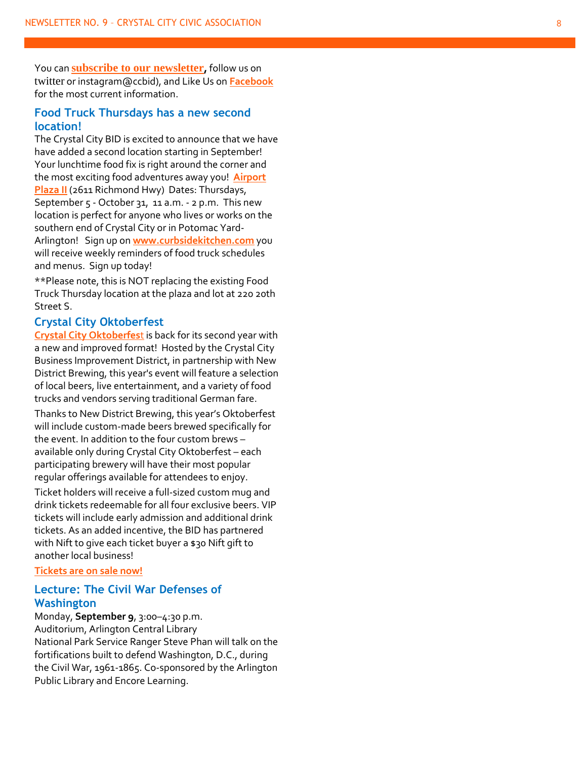You can **subscribe to our newsletter**, follow us on twitter or instagram@ccbid), and Like Us on **Facebook** for the most current information.

## Food Truck Thursdays has a new second location!

The Crystal City BID is excited to announce that we have have added a second location starting in September! Your lunchtime food fix is right around the corner and the most exciting food adventures away you! **Airport Plaza II** (2611 Richmond Hwy) Dates: Thursdays, September 5 - October 31, 11 a.m. - 2 p.m. This new location is perfect for anyone who lives or works on the southern end of Crystal City or in Potomac Yard-Arlington! Sign up on **www.curbsidekitchen.com** you will receive weekly reminders of food truck schedules and menus. Sign up today!

**Please note, this is NOT replacing the existing Food Truck Thursday location at the plaza and lot at 220 20th Street S.

## Crystal City Oktoberfest

**Crystal City Oktoberfest** is back for its second year with a new and improved format! Hosted by the Crystal City Business Improvement District, in partnership with New District Brewing, this year's event will feature a selection of local beers, live entertainment, and a variety of food trucks and vendors serving traditional German fare.

Thanks to New District Brewing, this year's Oktoberfest will include custom-made beers brewed specifically for the event. In addition to the four custom brews – available only during Crystal City Oktoberfest – each participating brewery will have their most popular regular offerings available for attendees to enjoy.

Ticket holders will receive a full-sized custom mug and drink tickets redeemable for all four exclusive beers. VIP tickets will include early admission and additional drink tickets. As an added incentive, the BID has partnered with Nift to give each ticket buyer a $30 Nift gift to another local business!

**Tickets are on sale now!**

## Lecture: The Civil War Defenses of Washington

Monday, **September 9**, 3:00–4:30 p.m.
Auditorium, Arlington Central Library
National Park Service Ranger Steve Phan will talk on the fortifications built to defend Washington, D.C., during the Civil War, 1961-1865. Co-sponsored by the Arlington Public Library and Encore Learning.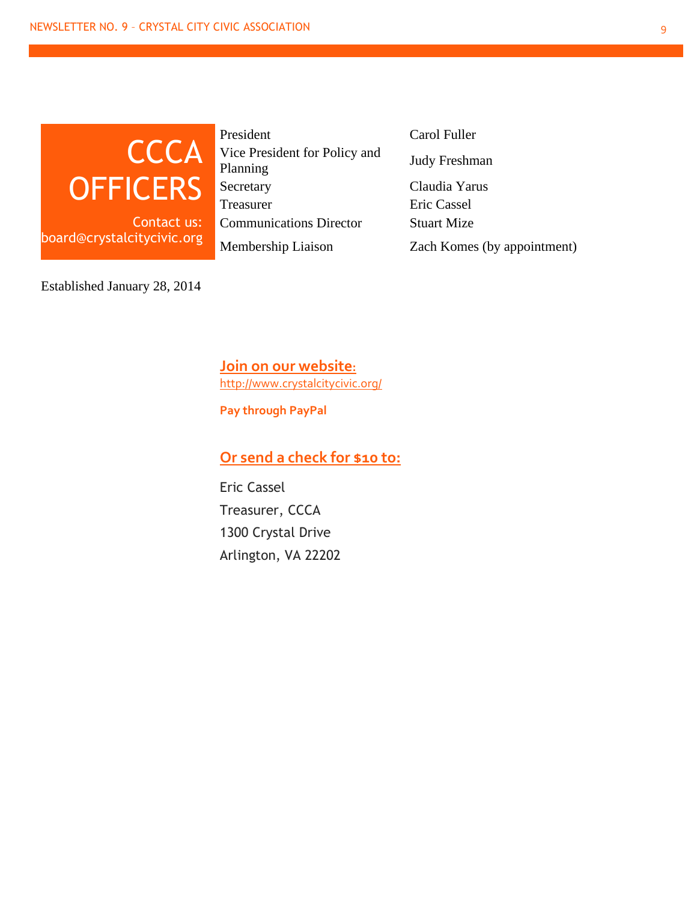## CCCA OFFICERS

Contact us: board@crystalcitycivic.org

| | |
|---|---|
| President | Carol Fuller |
| Vice President for Policy and Planning | Judy Freshman |
| Secretary | Claudia Yarus |
| Treasurer | Eric Cassel |
| Communications Director | Stuart Mize |
| Membership Liaison | Zach Komes (by appointment) |

Established January 28, 2014

### Join on our website:

http://www.crystalcitycivic.org/

**Pay through PayPal**

### Or send a check for $10 to:

Eric Cassel

Treasurer, CCCA

1300 Crystal Drive

Arlington, VA 22202